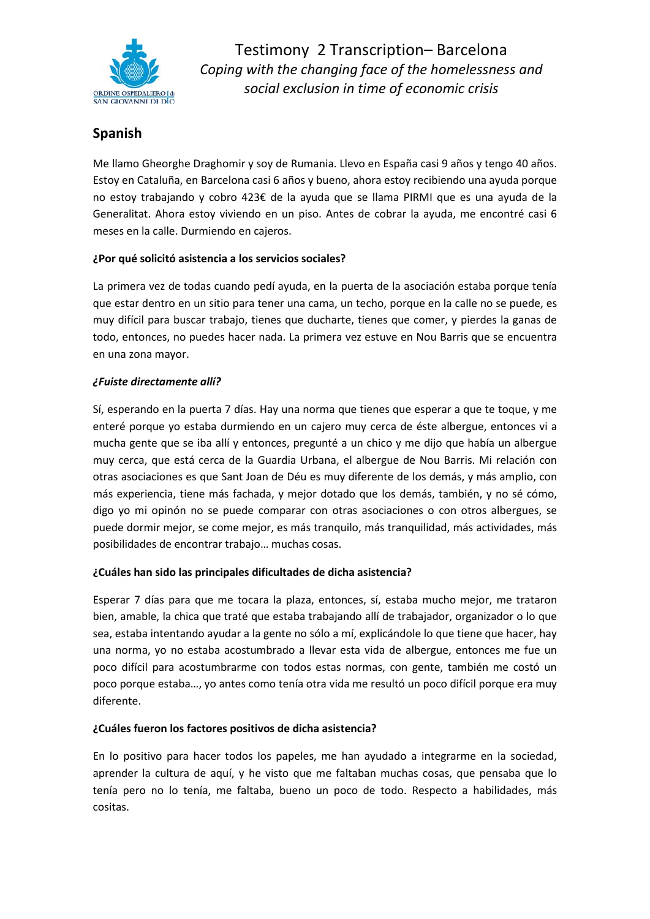# Testimony 2 Transcription– Barcelona

*Coping with the changing face of the homelessness and social exclusion in time of economic crisis*

## Spanish

Me llamo Gheorghe Draghomir y soy de Rumania. Llevo en España casi 9 años y tengo 40 años. Estoy en Cataluña, en Barcelona casi 6 años y bueno, ahora estoy recibiendo una ayuda porque no estoy trabajando y cobro 423€ de la ayuda que se llama PIRMI que es una ayuda de la Generalitat. Ahora estoy viviendo en un piso. Antes de cobrar la ayuda, me encontré casi 6 meses en la calle. Durmiendo en cajeros.

**¿Por qué solicitó asistencia a los servicios sociales?**

La primera vez de todas cuando pedí ayuda, en la puerta de la asociación estaba porque tenía que estar dentro en un sitio para tener una cama, un techo, porque en la calle no se puede, es muy difícil para buscar trabajo, tienes que ducharte, tienes que comer, y pierdes la ganas de todo, entonces, no puedes hacer nada. La primera vez estuve en Nou Barris que se encuentra en una zona mayor.

***¿Fuiste directamente allí?***

Sí, esperando en la puerta 7 días. Hay una norma que tienes que esperar a que te toque, y me enteré porque yo estaba durmiendo en un cajero muy cerca de éste albergue, entonces vi a mucha gente que se iba allí y entonces, pregunté a un chico y me dijo que había un albergue muy cerca, que está cerca de la Guardia Urbana, el albergue de Nou Barris. Mi relación con otras asociaciones es que Sant Joan de Déu es muy diferente de los demás, y más amplio, con más experiencia, tiene más fachada, y mejor dotado que los demás, también, y no sé cómo, digo yo mi opinón no se puede comparar con otras asociaciones o con otros albergues, se puede dormir mejor, se come mejor, es más tranquilo, más tranquilidad, más actividades, más posibilidades de encontrar trabajo… muchas cosas.

**¿Cuáles han sido las principales dificultades de dicha asistencia?**

Esperar 7 días para que me tocara la plaza, entonces, sí, estaba mucho mejor, me trataron bien, amable, la chica que traté que estaba trabajando allí de trabajador, organizador o lo que sea, estaba intentando ayudar a la gente no sólo a mí, explicándole lo que tiene que hacer, hay una norma, yo no estaba acostumbrado a llevar esta vida de albergue, entonces me fue un poco difícil para acostumbrarme con todos estas normas, con gente, también me costó un poco porque estaba…, yo antes como tenía otra vida me resultó un poco difícil porque era muy diferente.

**¿Cuáles fueron los factores positivos de dicha asistencia?**

En lo positivo para hacer todos los papeles, me han ayudado a integrarme en la sociedad, aprender la cultura de aquí, y he visto que me faltaban muchas cosas, que pensaba que lo tenía pero no lo tenía, me faltaba, bueno un poco de todo. Respecto a habilidades, más cositas.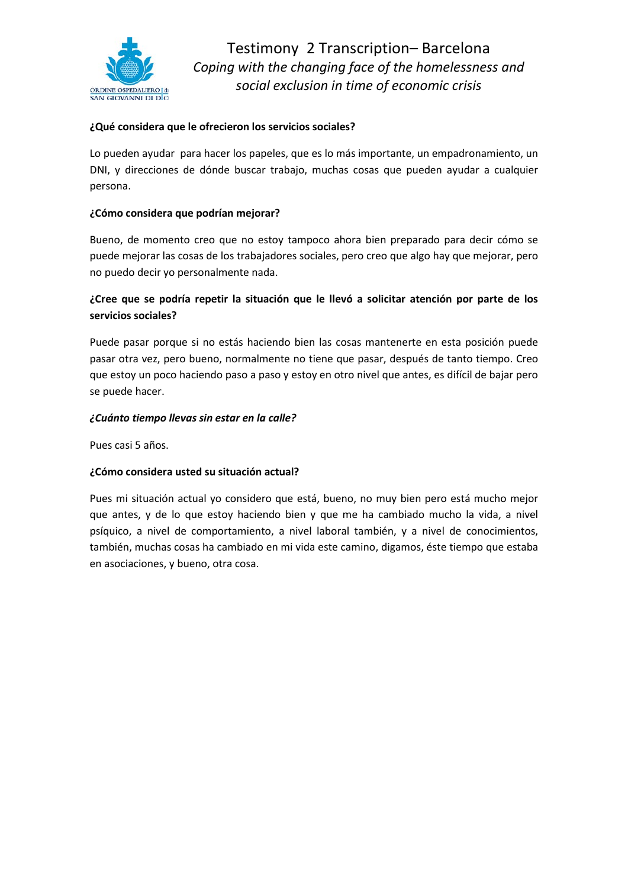**¿Qué considera que le ofrecieron los servicios sociales?**

Lo pueden ayudar para hacer los papeles, que es lo más importante, un empadronamiento, un DNI, y direcciones de dónde buscar trabajo, muchas cosas que pueden ayudar a cualquier persona.

**¿Cómo considera que podrían mejorar?**

Bueno, de momento creo que no estoy tampoco ahora bien preparado para decir cómo se puede mejorar las cosas de los trabajadores sociales, pero creo que algo hay que mejorar, pero no puedo decir yo personalmente nada.

**¿Cree que se podría repetir la situación que le llevó a solicitar atención por parte de los servicios sociales?**

Puede pasar porque si no estás haciendo bien las cosas mantenerte en esta posición puede pasar otra vez, pero bueno, normalmente no tiene que pasar, después de tanto tiempo. Creo que estoy un poco haciendo paso a paso y estoy en otro nivel que antes, es difícil de bajar pero se puede hacer.

***¿Cuánto tiempo llevas sin estar en la calle?***

Pues casi 5 años.

**¿Cómo considera usted su situación actual?**

Pues mi situación actual yo considero que está, bueno, no muy bien pero está mucho mejor que antes, y de lo que estoy haciendo bien y que me ha cambiado mucho la vida, a nivel psíquico, a nivel de comportamiento, a nivel laboral también, y a nivel de conocimientos, también, muchas cosas ha cambiado en mi vida este camino, digamos, éste tiempo que estaba en asociaciones, y bueno, otra cosa.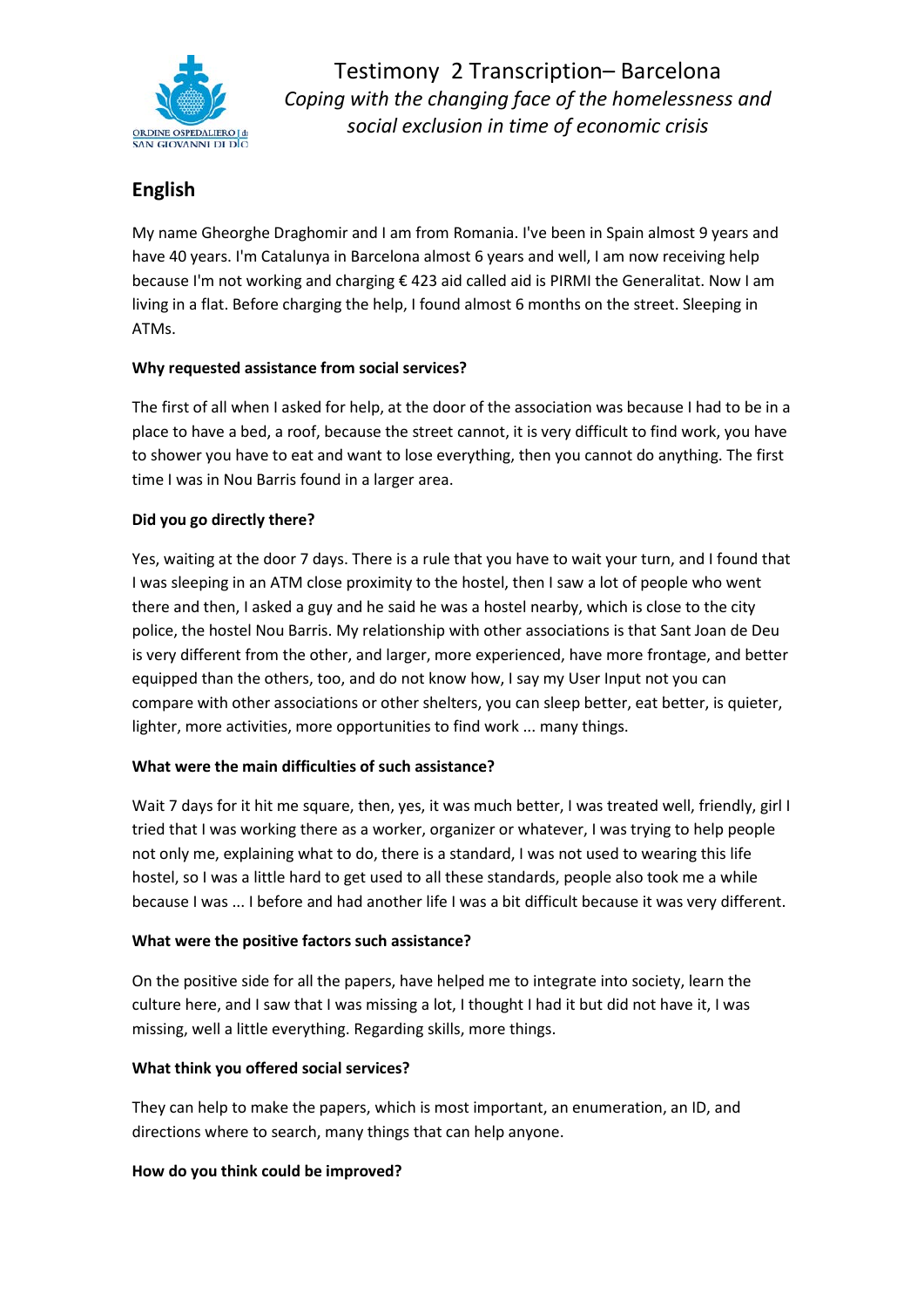# Testimony 2 Transcription– Barcelona

*Coping with the changing face of the homelessness and social exclusion in time of economic crisis*

## English

My name Gheorghe Draghomir and I am from Romania. I've been in Spain almost 9 years and have 40 years. I'm Catalunya in Barcelona almost 6 years and well, I am now receiving help because I'm not working and charging € 423 aid called aid is PIRMI the Generalitat. Now I am living in a flat. Before charging the help, I found almost 6 months on the street. Sleeping in ATMs.

**Why requested assistance from social services?**

The first of all when I asked for help, at the door of the association was because I had to be in a place to have a bed, a roof, because the street cannot, it is very difficult to find work, you have to shower you have to eat and want to lose everything, then you cannot do anything. The first time I was in Nou Barris found in a larger area.

**Did you go directly there?**

Yes, waiting at the door 7 days. There is a rule that you have to wait your turn, and I found that I was sleeping in an ATM close proximity to the hostel, then I saw a lot of people who went there and then, I asked a guy and he said he was a hostel nearby, which is close to the city police, the hostel Nou Barris. My relationship with other associations is that Sant Joan de Deu is very different from the other, and larger, more experienced, have more frontage, and better equipped than the others, too, and do not know how, I say my User Input not you can compare with other associations or other shelters, you can sleep better, eat better, is quieter, lighter, more activities, more opportunities to find work ... many things.

**What were the main difficulties of such assistance?**

Wait 7 days for it hit me square, then, yes, it was much better, I was treated well, friendly, girl I tried that I was working there as a worker, organizer or whatever, I was trying to help people not only me, explaining what to do, there is a standard, I was not used to wearing this life hostel, so I was a little hard to get used to all these standards, people also took me a while because I was ... I before and had another life I was a bit difficult because it was very different.

**What were the positive factors such assistance?**

On the positive side for all the papers, have helped me to integrate into society, learn the culture here, and I saw that I was missing a lot, I thought I had it but did not have it, I was missing, well a little everything. Regarding skills, more things.

**What think you offered social services?**

They can help to make the papers, which is most important, an enumeration, an ID, and directions where to search, many things that can help anyone.

**How do you think could be improved?**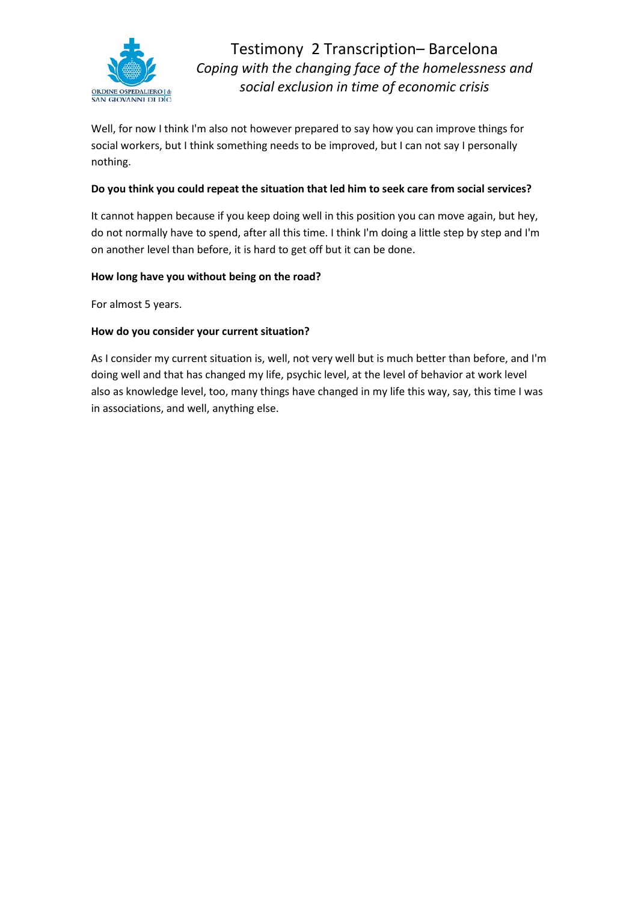Well, for now I think I'm also not however prepared to say how you can improve things for social workers, but I think something needs to be improved, but I can not say I personally nothing.

**Do you think you could repeat the situation that led him to seek care from social services?**

It cannot happen because if you keep doing well in this position you can move again, but hey, do not normally have to spend, after all this time. I think I'm doing a little step by step and I'm on another level than before, it is hard to get off but it can be done.

**How long have you without being on the road?**

For almost 5 years.

**How do you consider your current situation?**

As I consider my current situation is, well, not very well but is much better than before, and I'm doing well and that has changed my life, psychic level, at the level of behavior at work level also as knowledge level, too, many things have changed in my life this way, say, this time I was in associations, and well, anything else.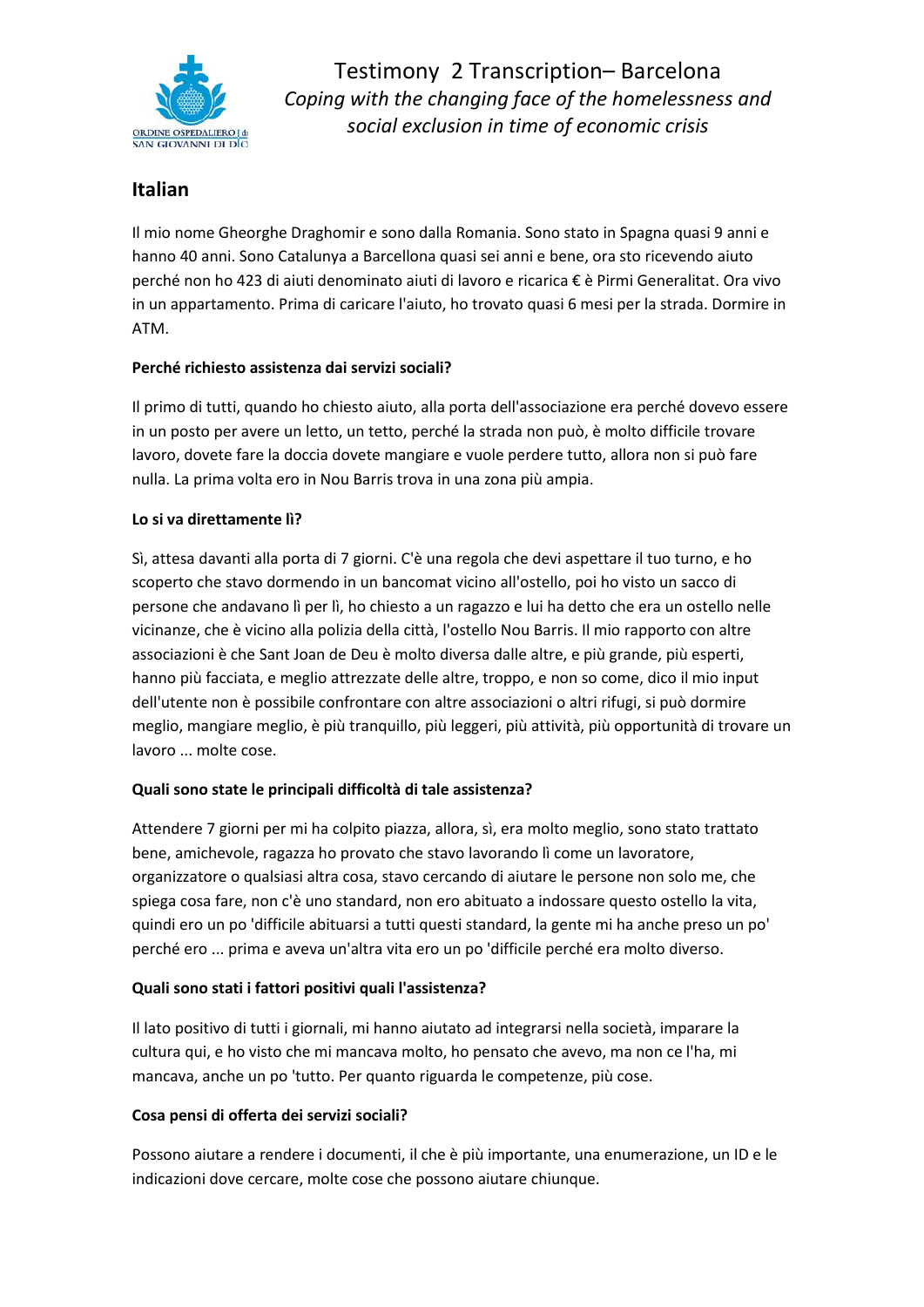# Testimony 2 Transcription– Barcelona

*Coping with the changing face of the homelessness and social exclusion in time of economic crisis*

## Italian

Il mio nome Gheorghe Draghomir e sono dalla Romania. Sono stato in Spagna quasi 9 anni e hanno 40 anni. Sono Catalunya a Barcellona quasi sei anni e bene, ora sto ricevendo aiuto perché non ho 423 di aiuti denominato aiuti di lavoro e ricarica € è Pirmi Generalitat. Ora vivo in un appartamento. Prima di caricare l'aiuto, ho trovato quasi 6 mesi per la strada. Dormire in ATM.

**Perché richiesto assistenza dai servizi sociali?**

Il primo di tutti, quando ho chiesto aiuto, alla porta dell'associazione era perché dovevo essere in un posto per avere un letto, un tetto, perché la strada non può, è molto difficile trovare lavoro, dovete fare la doccia dovete mangiare e vuole perdere tutto, allora non si può fare nulla. La prima volta ero in Nou Barris trova in una zona più ampia.

**Lo si va direttamente lì?**

Sì, attesa davanti alla porta di 7 giorni. C'è una regola che devi aspettare il tuo turno, e ho scoperto che stavo dormendo in un bancomat vicino all'ostello, poi ho visto un sacco di persone che andavano lì per lì, ho chiesto a un ragazzo e lui ha detto che era un ostello nelle vicinanze, che è vicino alla polizia della città, l'ostello Nou Barris. Il mio rapporto con altre associazioni è che Sant Joan de Deu è molto diversa dalle altre, e più grande, più esperti, hanno più facciata, e meglio attrezzate delle altre, troppo, e non so come, dico il mio input dell'utente non è possibile confrontare con altre associazioni o altri rifugi, si può dormire meglio, mangiare meglio, è più tranquillo, più leggeri, più attività, più opportunità di trovare un lavoro ... molte cose.

**Quali sono state le principali difficoltà di tale assistenza?**

Attendere 7 giorni per mi ha colpito piazza, allora, sì, era molto meglio, sono stato trattato bene, amichevole, ragazza ho provato che stavo lavorando lì come un lavoratore, organizzatore o qualsiasi altra cosa, stavo cercando di aiutare le persone non solo me, che spiega cosa fare, non c'è uno standard, non ero abituato a indossare questo ostello la vita, quindi ero un po 'difficile abituarsi a tutti questi standard, la gente mi ha anche preso un po' perché ero ... prima e aveva un'altra vita ero un po 'difficile perché era molto diverso.

**Quali sono stati i fattori positivi quali l'assistenza?**

Il lato positivo di tutti i giornali, mi hanno aiutato ad integrarsi nella società, imparare la cultura qui, e ho visto che mi mancava molto, ho pensato che avevo, ma non ce l'ha, mi mancava, anche un po 'tutto. Per quanto riguarda le competenze, più cose.

**Cosa pensi di offerta dei servizi sociali?**

Possono aiutare a rendere i documenti, il che è più importante, una enumerazione, un ID e le indicazioni dove cercare, molte cose che possono aiutare chiunque.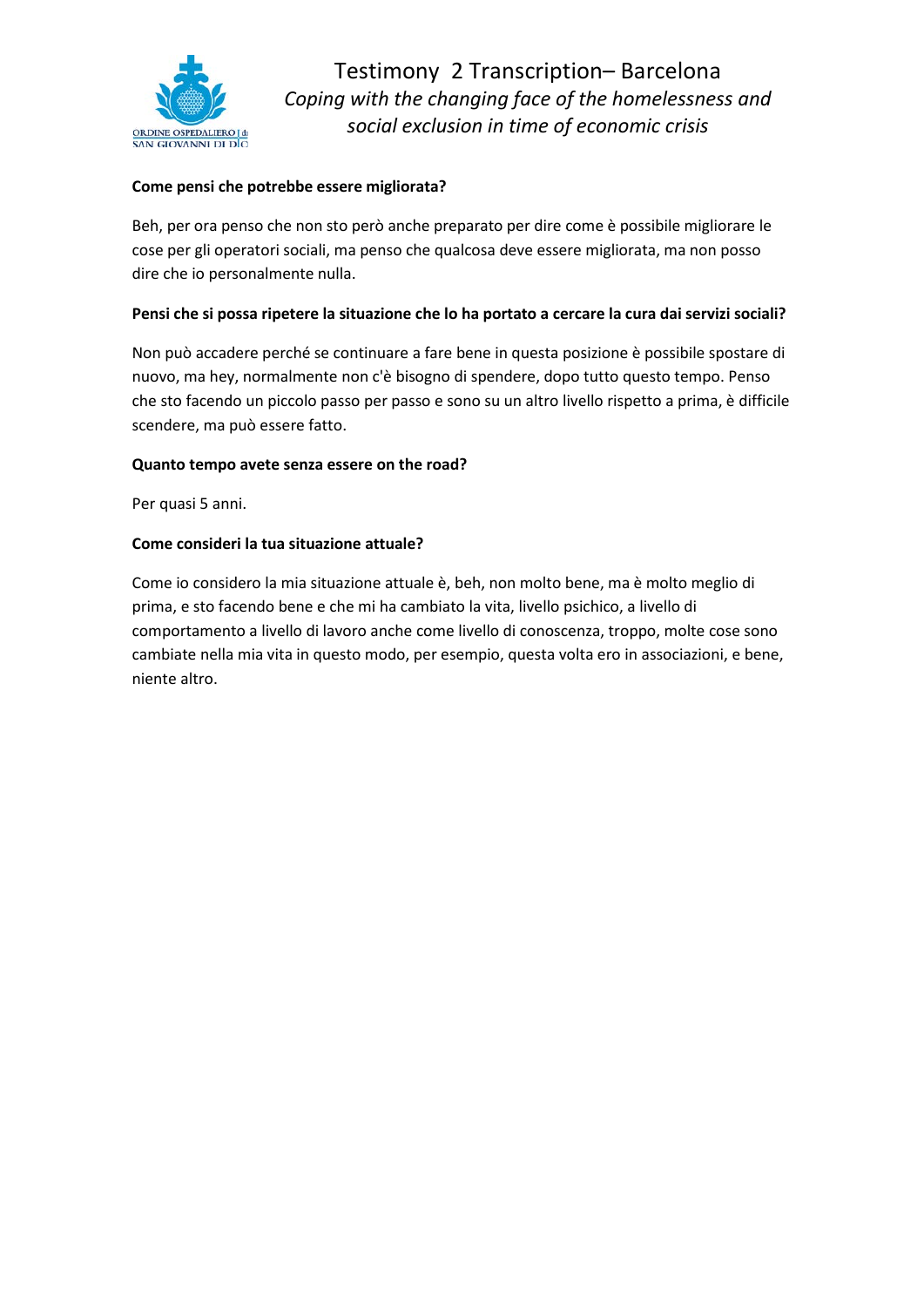**Come pensi che potrebbe essere migliorata?**

Beh, per ora penso che non sto però anche preparato per dire come è possibile migliorare le cose per gli operatori sociali, ma penso che qualcosa deve essere migliorata, ma non posso dire che io personalmente nulla.

**Pensi che si possa ripetere la situazione che lo ha portato a cercare la cura dai servizi sociali?**

Non può accadere perché se continuare a fare bene in questa posizione è possibile spostare di nuovo, ma hey, normalmente non c'è bisogno di spendere, dopo tutto questo tempo. Penso che sto facendo un piccolo passo per passo e sono su un altro livello rispetto a prima, è difficile scendere, ma può essere fatto.

**Quanto tempo avete senza essere on the road?**

Per quasi 5 anni.

**Come consideri la tua situazione attuale?**

Come io considero la mia situazione attuale è, beh, non molto bene, ma è molto meglio di prima, e sto facendo bene e che mi ha cambiato la vita, livello psichico, a livello di comportamento a livello di lavoro anche come livello di conoscenza, troppo, molte cose sono cambiate nella mia vita in questo modo, per esempio, questa volta ero in associazioni, e bene, niente altro.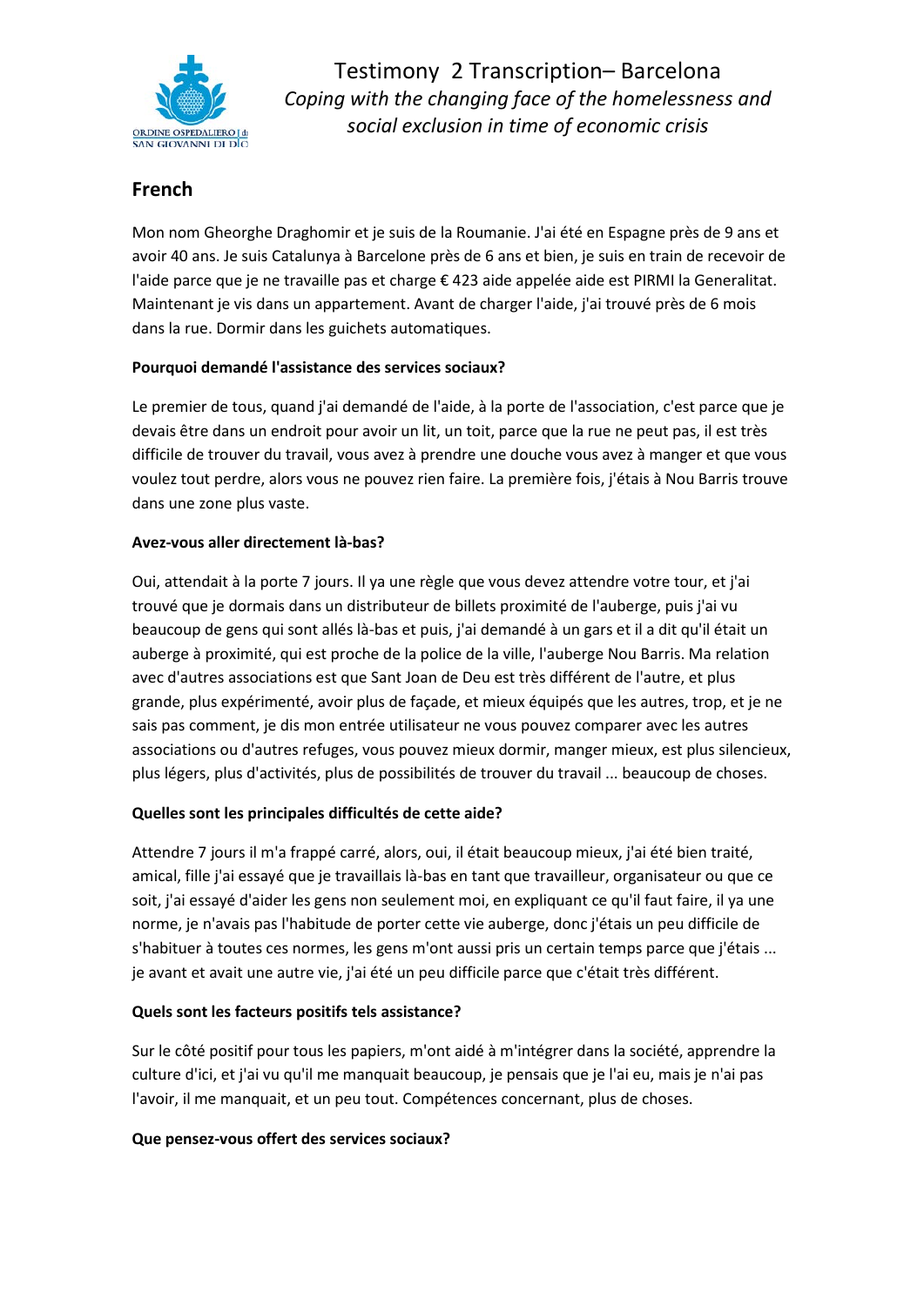# Testimony 2 Transcription– Barcelona

*Coping with the changing face of the homelessness and social exclusion in time of economic crisis*

## French

Mon nom Gheorghe Draghomir et je suis de la Roumanie. J'ai été en Espagne près de 9 ans et avoir 40 ans. Je suis Catalunya à Barcelone près de 6 ans et bien, je suis en train de recevoir de l'aide parce que je ne travaille pas et charge € 423 aide appelée aide est PIRMI la Generalitat. Maintenant je vis dans un appartement. Avant de charger l'aide, j'ai trouvé près de 6 mois dans la rue. Dormir dans les guichets automatiques.

**Pourquoi demandé l'assistance des services sociaux?**

Le premier de tous, quand j'ai demandé de l'aide, à la porte de l'association, c'est parce que je devais être dans un endroit pour avoir un lit, un toit, parce que la rue ne peut pas, il est très difficile de trouver du travail, vous avez à prendre une douche vous avez à manger et que vous voulez tout perdre, alors vous ne pouvez rien faire. La première fois, j'étais à Nou Barris trouve dans une zone plus vaste.

**Avez-vous aller directement là-bas?**

Oui, attendait à la porte 7 jours. Il ya une règle que vous devez attendre votre tour, et j'ai trouvé que je dormais dans un distributeur de billets proximité de l'auberge, puis j'ai vu beaucoup de gens qui sont allés là-bas et puis, j'ai demandé à un gars et il a dit qu'il était un auberge à proximité, qui est proche de la police de la ville, l'auberge Nou Barris. Ma relation avec d'autres associations est que Sant Joan de Deu est très différent de l'autre, et plus grande, plus expérimenté, avoir plus de façade, et mieux équipés que les autres, trop, et je ne sais pas comment, je dis mon entrée utilisateur ne vous pouvez comparer avec les autres associations ou d'autres refuges, vous pouvez mieux dormir, manger mieux, est plus silencieux, plus légers, plus d'activités, plus de possibilités de trouver du travail ... beaucoup de choses.

**Quelles sont les principales difficultés de cette aide?**

Attendre 7 jours il m'a frappé carré, alors, oui, il était beaucoup mieux, j'ai été bien traité, amical, fille j'ai essayé que je travaillais là-bas en tant que travailleur, organisateur ou que ce soit, j'ai essayé d'aider les gens non seulement moi, en expliquant ce qu'il faut faire, il ya une norme, je n'avais pas l'habitude de porter cette vie auberge, donc j'étais un peu difficile de s'habituer à toutes ces normes, les gens m'ont aussi pris un certain temps parce que j'étais ... je avant et avait une autre vie, j'ai été un peu difficile parce que c'était très différent.

**Quels sont les facteurs positifs tels assistance?**

Sur le côté positif pour tous les papiers, m'ont aidé à m'intégrer dans la société, apprendre la culture d'ici, et j'ai vu qu'il me manquait beaucoup, je pensais que je l'ai eu, mais je n'ai pas l'avoir, il me manquait, et un peu tout. Compétences concernant, plus de choses.

**Que pensez-vous offert des services sociaux?**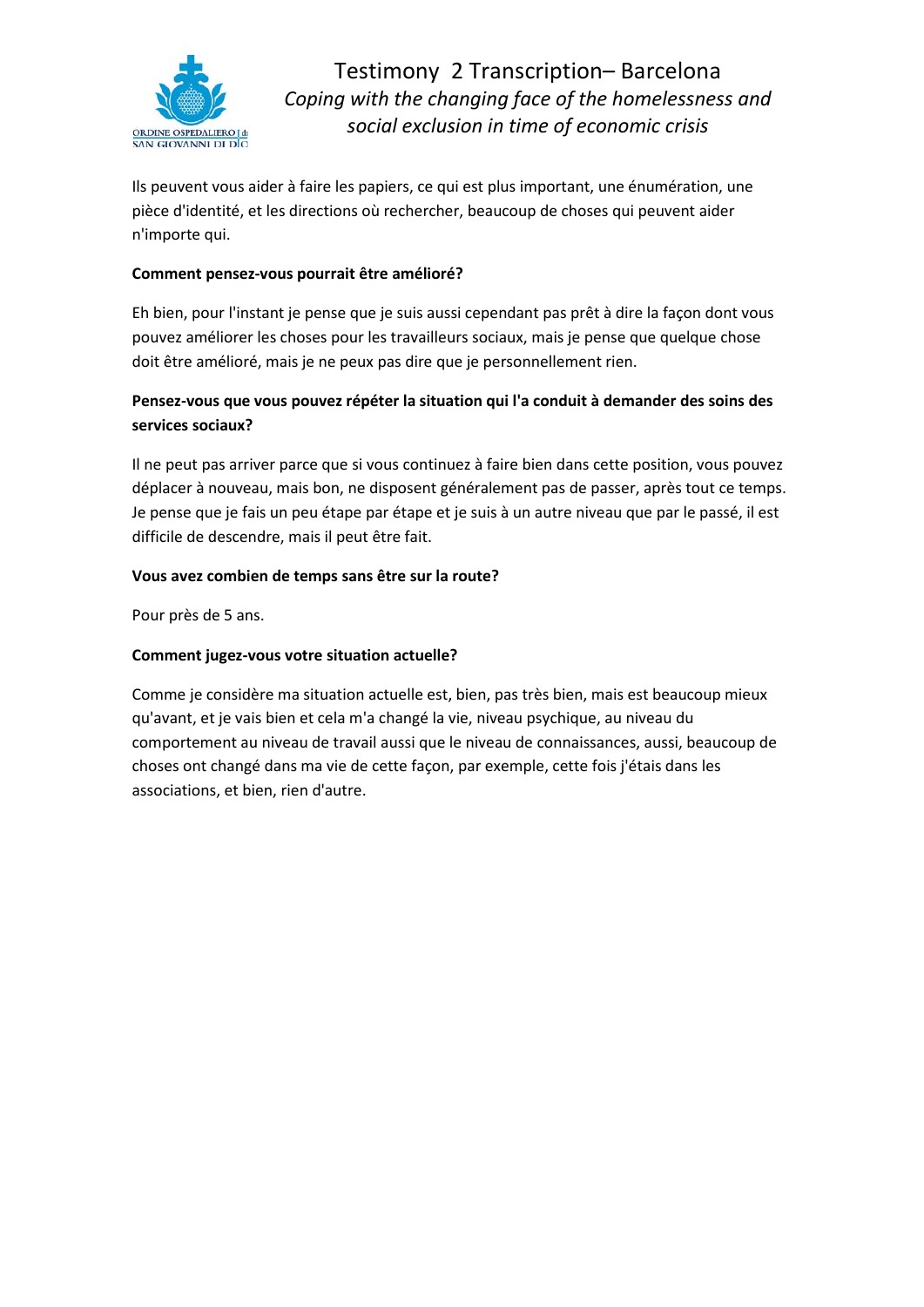Ils peuvent vous aider à faire les papiers, ce qui est plus important, une énumération, une pièce d'identité, et les directions où rechercher, beaucoup de choses qui peuvent aider n'importe qui.

**Comment pensez-vous pourrait être amélioré?**

Eh bien, pour l'instant je pense que je suis aussi cependant pas prêt à dire la façon dont vous pouvez améliorer les choses pour les travailleurs sociaux, mais je pense que quelque chose doit être amélioré, mais je ne peux pas dire que je personnellement rien.

**Pensez-vous que vous pouvez répéter la situation qui l'a conduit à demander des soins des services sociaux?**

Il ne peut pas arriver parce que si vous continuez à faire bien dans cette position, vous pouvez déplacer à nouveau, mais bon, ne disposent généralement pas de passer, après tout ce temps. Je pense que je fais un peu étape par étape et je suis à un autre niveau que par le passé, il est difficile de descendre, mais il peut être fait.

**Vous avez combien de temps sans être sur la route?**

Pour près de 5 ans.

**Comment jugez-vous votre situation actuelle?**

Comme je considère ma situation actuelle est, bien, pas très bien, mais est beaucoup mieux qu'avant, et je vais bien et cela m'a changé la vie, niveau psychique, au niveau du comportement au niveau de travail aussi que le niveau de connaissances, aussi, beaucoup de choses ont changé dans ma vie de cette façon, par exemple, cette fois j'étais dans les associations, et bien, rien d'autre.